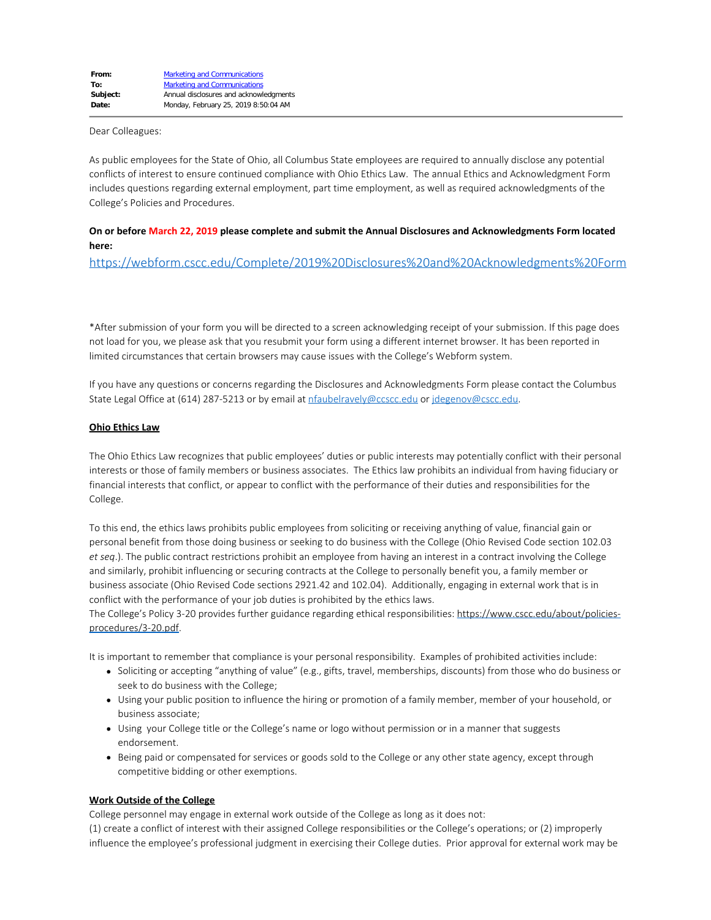| | |
|---|---|
| **From:** | Marketing and Communications |
| **To:** | Marketing and Communications |
| **Subject:** | Annual disclosures and acknowledgments |
| **Date:** | Monday, February 25, 2019 8:50:04 AM |

Dear Colleagues:

As public employees for the State of Ohio, all Columbus State employees are required to annually disclose any potential conflicts of interest to ensure continued compliance with Ohio Ethics Law. The annual Ethics and Acknowledgment Form includes questions regarding external employment, part time employment, as well as required acknowledgments of the College's Policies and Procedures.

**On or before March 22, 2019 please complete and submit the Annual Disclosures and Acknowledgments Form located here:**

https://webform.cscc.edu/Complete/2019%20Disclosures%20and%20Acknowledgments%20Form

*After submission of your form you will be directed to a screen acknowledging receipt of your submission. If this page does not load for you, we please ask that you resubmit your form using a different internet browser. It has been reported in limited circumstances that certain browsers may cause issues with the College's Webform system.

If you have any questions or concerns regarding the Disclosures and Acknowledgments Form please contact the Columbus State Legal Office at (614) 287-5213 or by email at nfaubelravely@ccscc.edu or jdegenov@cscc.edu.

**Ohio Ethics Law**

The Ohio Ethics Law recognizes that public employees' duties or public interests may potentially conflict with their personal interests or those of family members or business associates. The Ethics law prohibits an individual from having fiduciary or financial interests that conflict, or appear to conflict with the performance of their duties and responsibilities for the College.

To this end, the ethics laws prohibits public employees from soliciting or receiving anything of value, financial gain or personal benefit from those doing business or seeking to do business with the College (Ohio Revised Code section 102.03 *et seq*.). The public contract restrictions prohibit an employee from having an interest in a contract involving the College and similarly, prohibit influencing or securing contracts at the College to personally benefit you, a family member or business associate (Ohio Revised Code sections 2921.42 and 102.04). Additionally, engaging in external work that is in conflict with the performance of your job duties is prohibited by the ethics laws.
The College's Policy 3-20 provides further guidance regarding ethical responsibilities: https://www.cscc.edu/about/policies-procedures/3-20.pdf.

It is important to remember that compliance is your personal responsibility. Examples of prohibited activities include:

- Soliciting or accepting "anything of value" (e.g., gifts, travel, memberships, discounts) from those who do business or seek to do business with the College;
- Using your public position to influence the hiring or promotion of a family member, member of your household, or business associate;
- Using your College title or the College's name or logo without permission or in a manner that suggests endorsement.
- Being paid or compensated for services or goods sold to the College or any other state agency, except through competitive bidding or other exemptions.

**Work Outside of the College**

College personnel may engage in external work outside of the College as long as it does not:
(1) create a conflict of interest with their assigned College responsibilities or the College's operations; or (2) improperly influence the employee's professional judgment in exercising their College duties. Prior approval for external work may be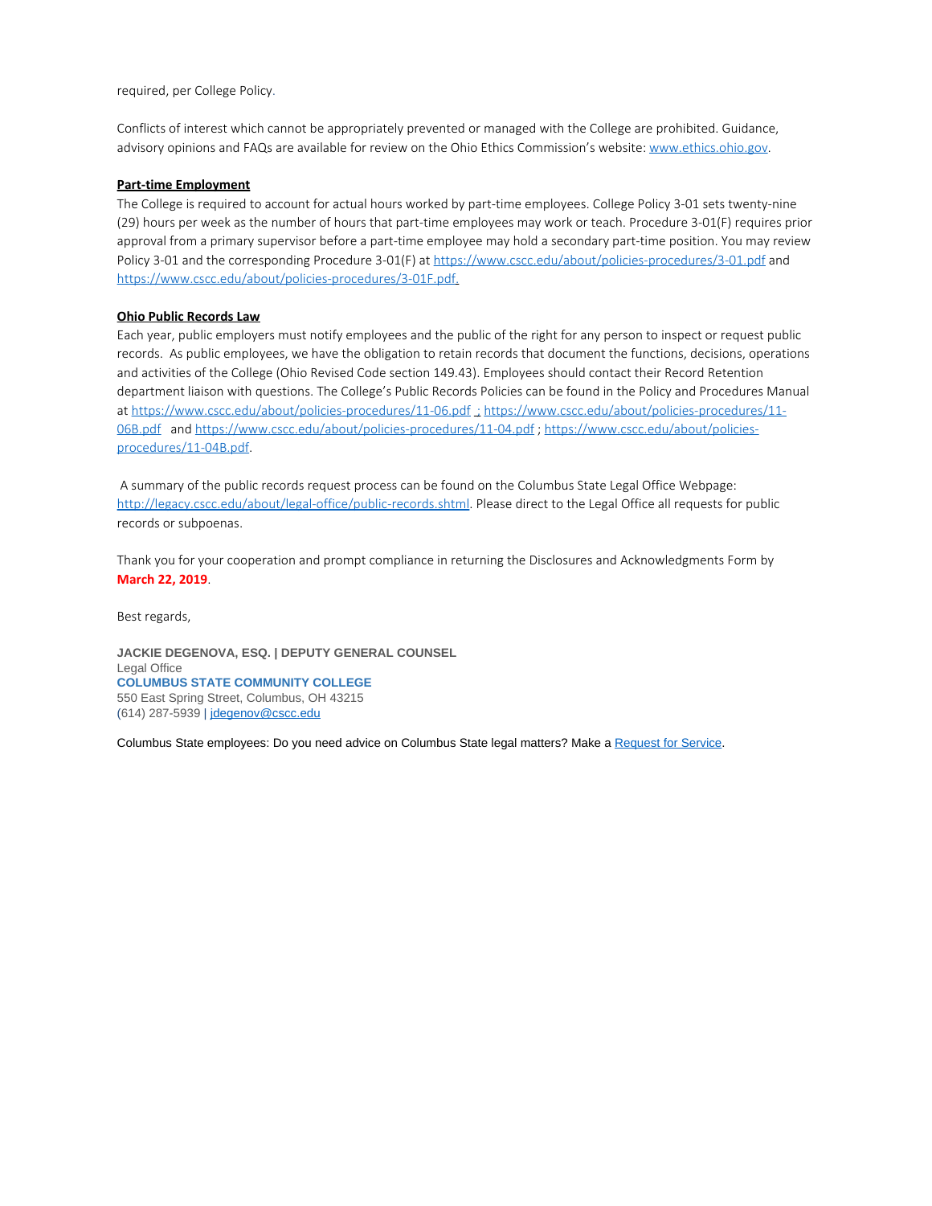required, per College Policy.

Conflicts of interest which cannot be appropriately prevented or managed with the College are prohibited. Guidance, advisory opinions and FAQs are available for review on the Ohio Ethics Commission's website: www.ethics.ohio.gov.

**Part-time Employment**

The College is required to account for actual hours worked by part-time employees. College Policy 3-01 sets twenty-nine (29) hours per week as the number of hours that part-time employees may work or teach. Procedure 3-01(F) requires prior approval from a primary supervisor before a part-time employee may hold a secondary part-time position. You may review Policy 3-01 and the corresponding Procedure 3-01(F) at https://www.cscc.edu/about/policies-procedures/3-01.pdf and https://www.cscc.edu/about/policies-procedures/3-01F.pdf.

**Ohio Public Records Law**

Each year, public employers must notify employees and the public of the right for any person to inspect or request public records. As public employees, we have the obligation to retain records that document the functions, decisions, operations and activities of the College (Ohio Revised Code section 149.43). Employees should contact their Record Retention department liaison with questions. The College's Public Records Policies can be found in the Policy and Procedures Manual at https://www.cscc.edu/about/policies-procedures/11-06.pdf ; https://www.cscc.edu/about/policies-procedures/11-06B.pdf and https://www.cscc.edu/about/policies-procedures/11-04.pdf ; https://www.cscc.edu/about/policies-procedures/11-04B.pdf.

A summary of the public records request process can be found on the Columbus State Legal Office Webpage: http://legacy.cscc.edu/about/legal-office/public-records.shtml. Please direct to the Legal Office all requests for public records or subpoenas.

Thank you for your cooperation and prompt compliance in returning the Disclosures and Acknowledgments Form by **March 22, 2019**.

Best regards,

**JACKIE DEGENOVA, ESQ. | DEPUTY GENERAL COUNSEL**
Legal Office
**COLUMBUS STATE COMMUNITY COLLEGE**
550 East Spring Street, Columbus, OH 43215
(614) 287-5939 | jdegenov@cscc.edu

Columbus State employees: Do you need advice on Columbus State legal matters? Make a Request for Service.